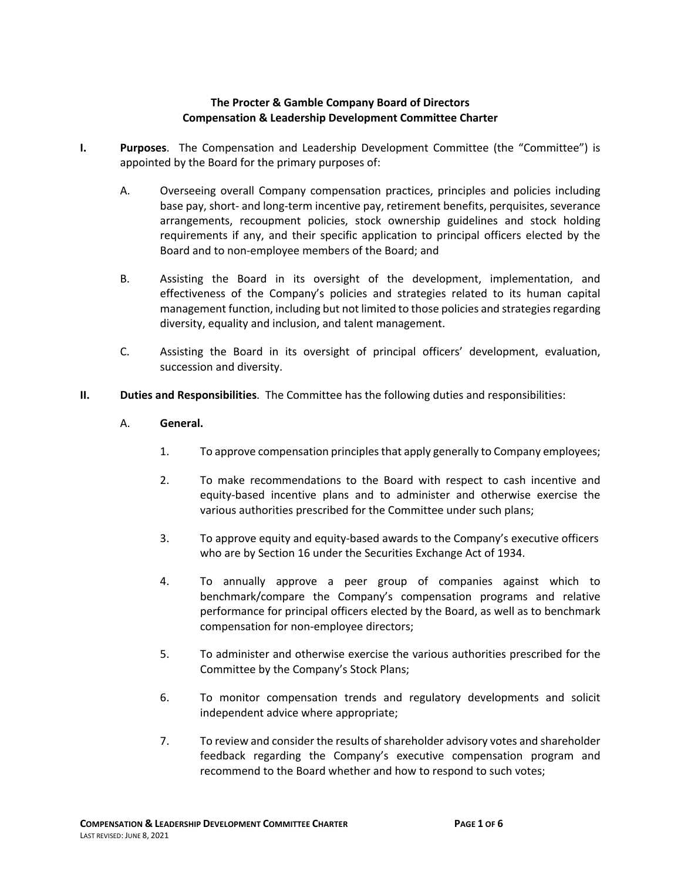**The Procter & Gamble Company Board of Directors**
**Compensation & Leadership Development Committee Charter**

**I. Purposes**. The Compensation and Leadership Development Committee (the "Committee") is appointed by the Board for the primary purposes of:

A. Overseeing overall Company compensation practices, principles and policies including base pay, short- and long-term incentive pay, retirement benefits, perquisites, severance arrangements, recoupment policies, stock ownership guidelines and stock holding requirements if any, and their specific application to principal officers elected by the Board and to non-employee members of the Board; and

B. Assisting the Board in its oversight of the development, implementation, and effectiveness of the Company's policies and strategies related to its human capital management function, including but not limited to those policies and strategies regarding diversity, equality and inclusion, and talent management.

C. Assisting the Board in its oversight of principal officers' development, evaluation, succession and diversity.

**II. Duties and Responsibilities**. The Committee has the following duties and responsibilities:

A. **General.**

1. To approve compensation principles that apply generally to Company employees;

2. To make recommendations to the Board with respect to cash incentive and equity-based incentive plans and to administer and otherwise exercise the various authorities prescribed for the Committee under such plans;

3. To approve equity and equity-based awards to the Company's executive officers who are by Section 16 under the Securities Exchange Act of 1934.

4. To annually approve a peer group of companies against which to benchmark/compare the Company's compensation programs and relative performance for principal officers elected by the Board, as well as to benchmark compensation for non-employee directors;

5. To administer and otherwise exercise the various authorities prescribed for the Committee by the Company's Stock Plans;

6. To monitor compensation trends and regulatory developments and solicit independent advice where appropriate;

7. To review and consider the results of shareholder advisory votes and shareholder feedback regarding the Company's executive compensation program and recommend to the Board whether and how to respond to such votes;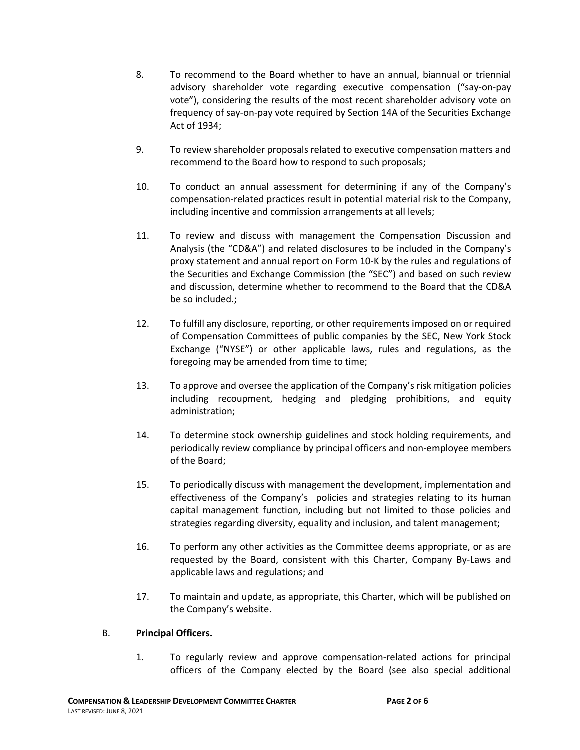8. To recommend to the Board whether to have an annual, biannual or triennial advisory shareholder vote regarding executive compensation ("say-on-pay vote"), considering the results of the most recent shareholder advisory vote on frequency of say-on-pay vote required by Section 14A of the Securities Exchange Act of 1934;

9. To review shareholder proposals related to executive compensation matters and recommend to the Board how to respond to such proposals;

10. To conduct an annual assessment for determining if any of the Company's compensation-related practices result in potential material risk to the Company, including incentive and commission arrangements at all levels;

11. To review and discuss with management the Compensation Discussion and Analysis (the "CD&A") and related disclosures to be included in the Company's proxy statement and annual report on Form 10-K by the rules and regulations of the Securities and Exchange Commission (the "SEC") and based on such review and discussion, determine whether to recommend to the Board that the CD&A be so included.;

12. To fulfill any disclosure, reporting, or other requirements imposed on or required of Compensation Committees of public companies by the SEC, New York Stock Exchange ("NYSE") or other applicable laws, rules and regulations, as the foregoing may be amended from time to time;

13. To approve and oversee the application of the Company's risk mitigation policies including recoupment, hedging and pledging prohibitions, and equity administration;

14. To determine stock ownership guidelines and stock holding requirements, and periodically review compliance by principal officers and non-employee members of the Board;

15. To periodically discuss with management the development, implementation and effectiveness of the Company's policies and strategies relating to its human capital management function, including but not limited to those policies and strategies regarding diversity, equality and inclusion, and talent management;

16. To perform any other activities as the Committee deems appropriate, or as are requested by the Board, consistent with this Charter, Company By-Laws and applicable laws and regulations; and

17. To maintain and update, as appropriate, this Charter, which will be published on the Company's website.

B. **Principal Officers.**

1. To regularly review and approve compensation-related actions for principal officers of the Company elected by the Board (see also special additional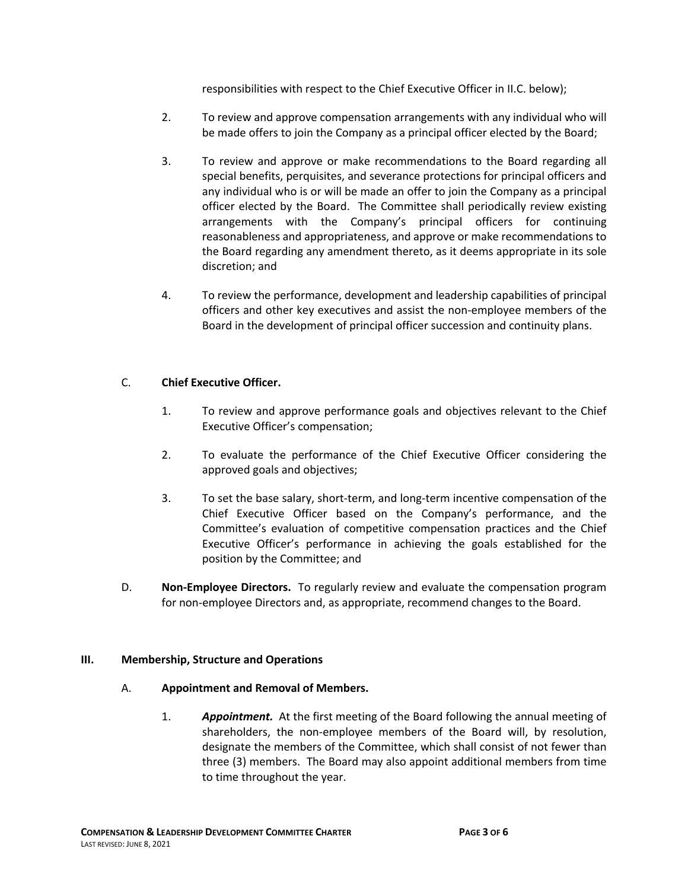responsibilities with respect to the Chief Executive Officer in II.C. below);

2. To review and approve compensation arrangements with any individual who will be made offers to join the Company as a principal officer elected by the Board;

3. To review and approve or make recommendations to the Board regarding all special benefits, perquisites, and severance protections for principal officers and any individual who is or will be made an offer to join the Company as a principal officer elected by the Board. The Committee shall periodically review existing arrangements with the Company's principal officers for continuing reasonableness and appropriateness, and approve or make recommendations to the Board regarding any amendment thereto, as it deems appropriate in its sole discretion; and

4. To review the performance, development and leadership capabilities of principal officers and other key executives and assist the non-employee members of the Board in the development of principal officer succession and continuity plans.

C. **Chief Executive Officer.**

1. To review and approve performance goals and objectives relevant to the Chief Executive Officer's compensation;

2. To evaluate the performance of the Chief Executive Officer considering the approved goals and objectives;

3. To set the base salary, short-term, and long-term incentive compensation of the Chief Executive Officer based on the Company's performance, and the Committee's evaluation of competitive compensation practices and the Chief Executive Officer's performance in achieving the goals established for the position by the Committee; and

D. **Non-Employee Directors.** To regularly review and evaluate the compensation program for non-employee Directors and, as appropriate, recommend changes to the Board.

## III. Membership, Structure and Operations

### A. Appointment and Removal of Members.

1. ***Appointment.*** At the first meeting of the Board following the annual meeting of shareholders, the non-employee members of the Board will, by resolution, designate the members of the Committee, which shall consist of not fewer than three (3) members. The Board may also appoint additional members from time to time throughout the year.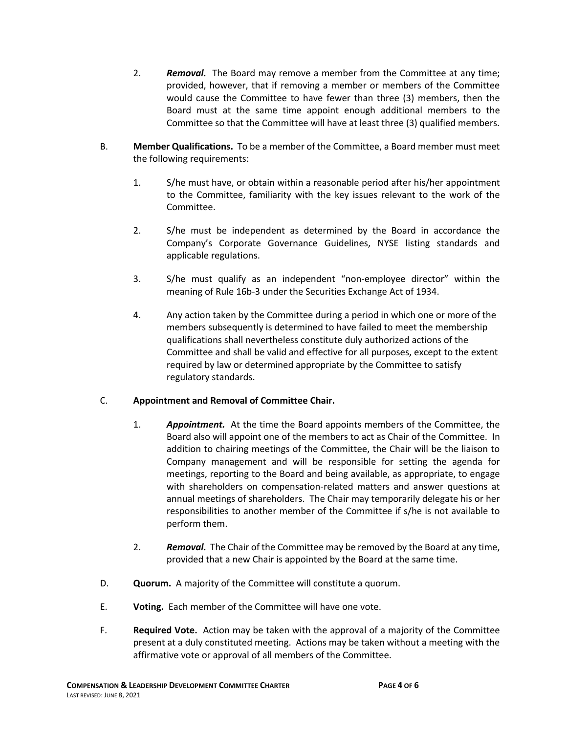2. ***Removal.*** The Board may remove a member from the Committee at any time; provided, however, that if removing a member or members of the Committee would cause the Committee to have fewer than three (3) members, then the Board must at the same time appoint enough additional members to the Committee so that the Committee will have at least three (3) qualified members.

B. **Member Qualifications.** To be a member of the Committee, a Board member must meet the following requirements:

1. S/he must have, or obtain within a reasonable period after his/her appointment to the Committee, familiarity with the key issues relevant to the work of the Committee.

2. S/he must be independent as determined by the Board in accordance the Company's Corporate Governance Guidelines, NYSE listing standards and applicable regulations.

3. S/he must qualify as an independent "non-employee director" within the meaning of Rule 16b-3 under the Securities Exchange Act of 1934.

4. Any action taken by the Committee during a period in which one or more of the members subsequently is determined to have failed to meet the membership qualifications shall nevertheless constitute duly authorized actions of the Committee and shall be valid and effective for all purposes, except to the extent required by law or determined appropriate by the Committee to satisfy regulatory standards.

C. **Appointment and Removal of Committee Chair.**

1. ***Appointment.*** At the time the Board appoints members of the Committee, the Board also will appoint one of the members to act as Chair of the Committee. In addition to chairing meetings of the Committee, the Chair will be the liaison to Company management and will be responsible for setting the agenda for meetings, reporting to the Board and being available, as appropriate, to engage with shareholders on compensation-related matters and answer questions at annual meetings of shareholders. The Chair may temporarily delegate his or her responsibilities to another member of the Committee if s/he is not available to perform them.

2. ***Removal.*** The Chair of the Committee may be removed by the Board at any time, provided that a new Chair is appointed by the Board at the same time.

D. **Quorum.** A majority of the Committee will constitute a quorum.

E. **Voting.** Each member of the Committee will have one vote.

F. **Required Vote.** Action may be taken with the approval of a majority of the Committee present at a duly constituted meeting. Actions may be taken without a meeting with the affirmative vote or approval of all members of the Committee.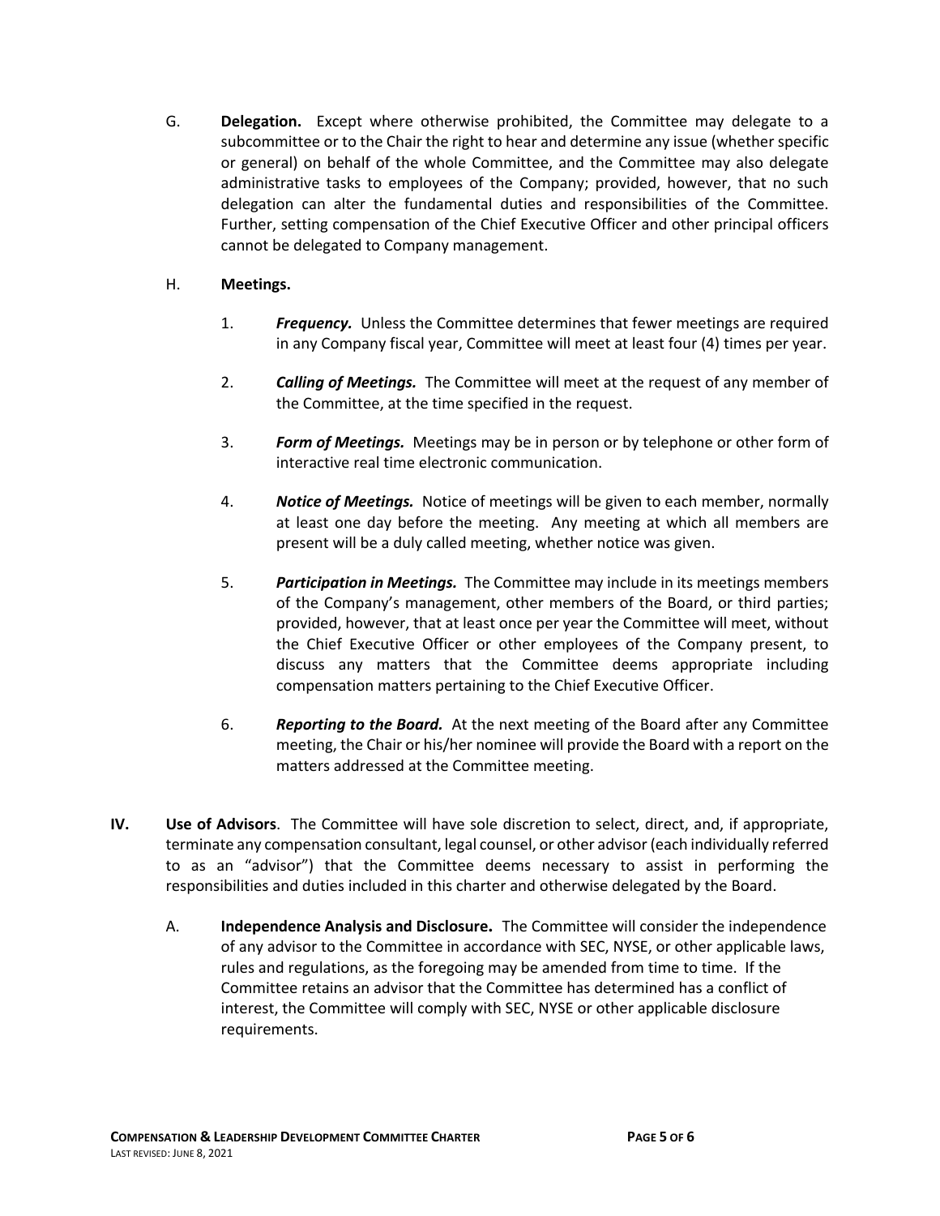G. **Delegation.** Except where otherwise prohibited, the Committee may delegate to a subcommittee or to the Chair the right to hear and determine any issue (whether specific or general) on behalf of the whole Committee, and the Committee may also delegate administrative tasks to employees of the Company; provided, however, that no such delegation can alter the fundamental duties and responsibilities of the Committee. Further, setting compensation of the Chief Executive Officer and other principal officers cannot be delegated to Company management.

H. **Meetings.**

1. ***Frequency.*** Unless the Committee determines that fewer meetings are required in any Company fiscal year, Committee will meet at least four (4) times per year.

2. ***Calling of Meetings.*** The Committee will meet at the request of any member of the Committee, at the time specified in the request.

3. ***Form of Meetings.*** Meetings may be in person or by telephone or other form of interactive real time electronic communication.

4. ***Notice of Meetings.*** Notice of meetings will be given to each member, normally at least one day before the meeting. Any meeting at which all members are present will be a duly called meeting, whether notice was given.

5. ***Participation in Meetings.*** The Committee may include in its meetings members of the Company's management, other members of the Board, or third parties; provided, however, that at least once per year the Committee will meet, without the Chief Executive Officer or other employees of the Company present, to discuss any matters that the Committee deems appropriate including compensation matters pertaining to the Chief Executive Officer.

6. ***Reporting to the Board.*** At the next meeting of the Board after any Committee meeting, the Chair or his/her nominee will provide the Board with a report on the matters addressed at the Committee meeting.

**IV. Use of Advisors**. The Committee will have sole discretion to select, direct, and, if appropriate, terminate any compensation consultant, legal counsel, or other advisor (each individually referred to as an "advisor") that the Committee deems necessary to assist in performing the responsibilities and duties included in this charter and otherwise delegated by the Board.

A. **Independence Analysis and Disclosure.** The Committee will consider the independence of any advisor to the Committee in accordance with SEC, NYSE, or other applicable laws, rules and regulations, as the foregoing may be amended from time to time. If the Committee retains an advisor that the Committee has determined has a conflict of interest, the Committee will comply with SEC, NYSE or other applicable disclosure requirements.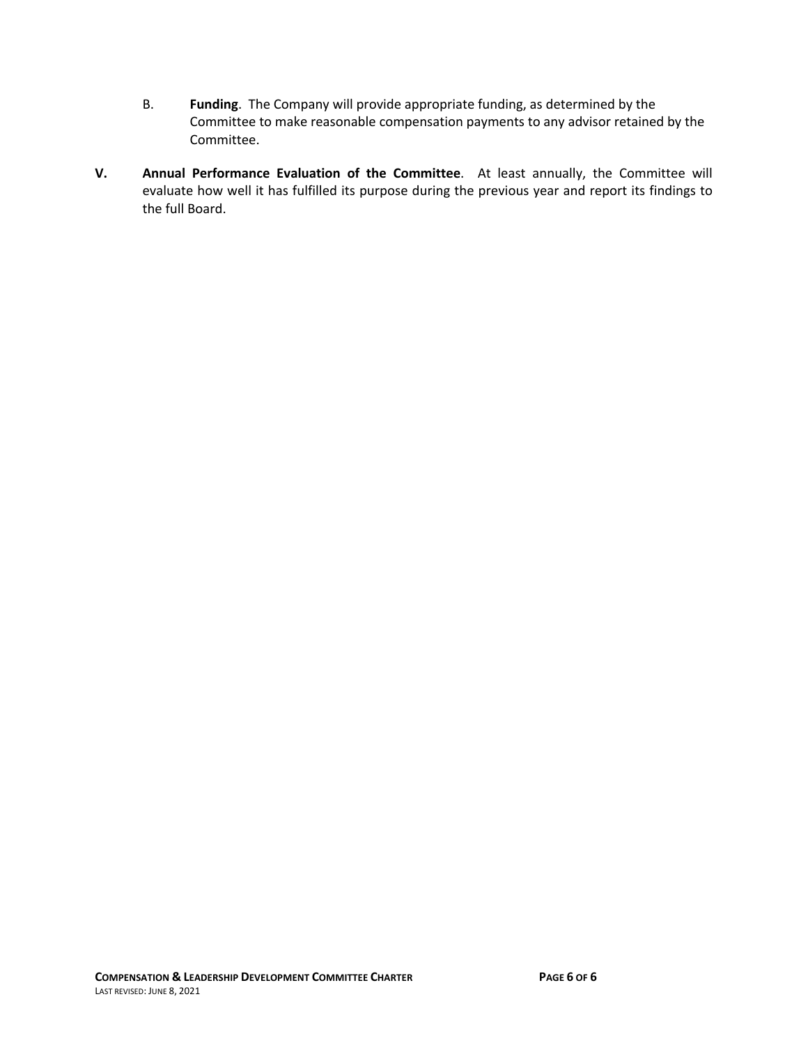B. **Funding**. The Company will provide appropriate funding, as determined by the Committee to make reasonable compensation payments to any advisor retained by the Committee.

**V. Annual Performance Evaluation of the Committee**. At least annually, the Committee will evaluate how well it has fulfilled its purpose during the previous year and report its findings to the full Board.